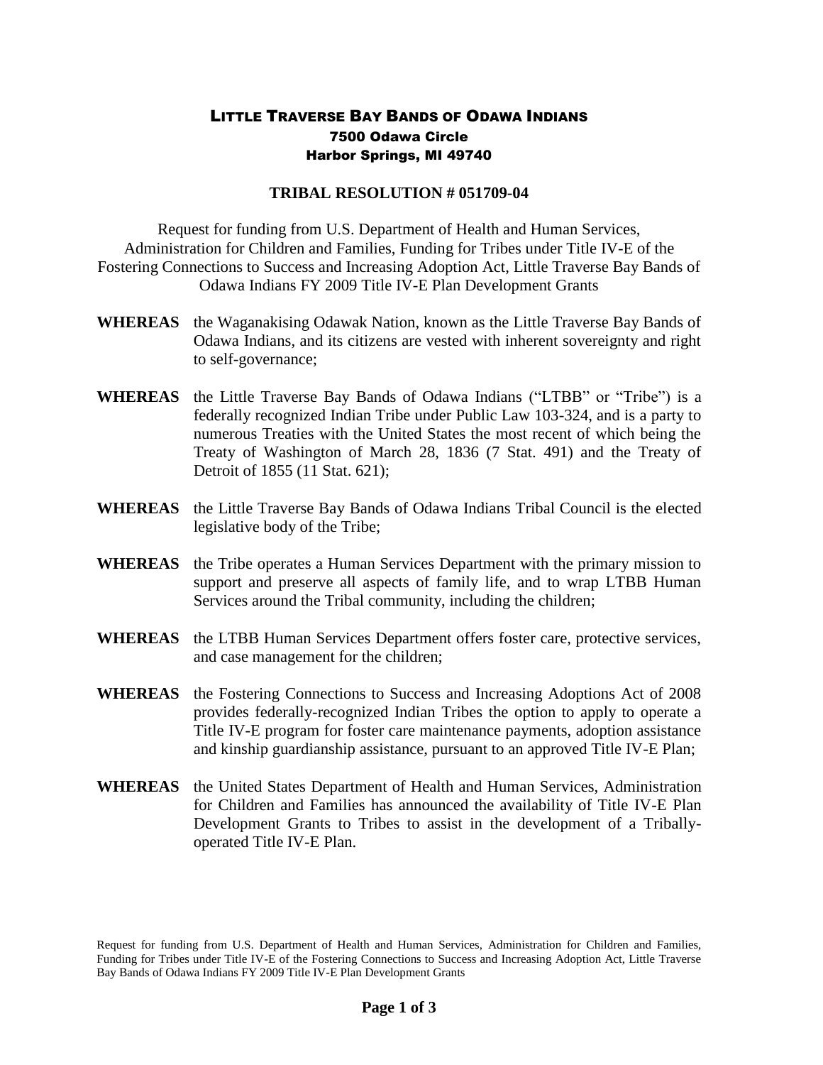# Little Traverse Bay Bands of Odawa Indians

**7500 Odawa Circle**
**Harbor Springs, MI 49740**

## TRIBAL RESOLUTION # 051709-04

Request for funding from U.S. Department of Health and Human Services, Administration for Children and Families, Funding for Tribes under Title IV-E of the Fostering Connections to Success and Increasing Adoption Act, Little Traverse Bay Bands of Odawa Indians FY 2009 Title IV-E Plan Development Grants

**WHEREAS** the Waganakising Odawak Nation, known as the Little Traverse Bay Bands of Odawa Indians, and its citizens are vested with inherent sovereignty and right to self-governance;

**WHEREAS** the Little Traverse Bay Bands of Odawa Indians ("LTBB" or "Tribe") is a federally recognized Indian Tribe under Public Law 103-324, and is a party to numerous Treaties with the United States the most recent of which being the Treaty of Washington of March 28, 1836 (7 Stat. 491) and the Treaty of Detroit of 1855 (11 Stat. 621);

**WHEREAS** the Little Traverse Bay Bands of Odawa Indians Tribal Council is the elected legislative body of the Tribe;

**WHEREAS** the Tribe operates a Human Services Department with the primary mission to support and preserve all aspects of family life, and to wrap LTBB Human Services around the Tribal community, including the children;

**WHEREAS** the LTBB Human Services Department offers foster care, protective services, and case management for the children;

**WHEREAS** the Fostering Connections to Success and Increasing Adoptions Act of 2008 provides federally-recognized Indian Tribes the option to apply to operate a Title IV-E program for foster care maintenance payments, adoption assistance and kinship guardianship assistance, pursuant to an approved Title IV-E Plan;

**WHEREAS** the United States Department of Health and Human Services, Administration for Children and Families has announced the availability of Title IV-E Plan Development Grants to Tribes to assist in the development of a Tribally-operated Title IV-E Plan.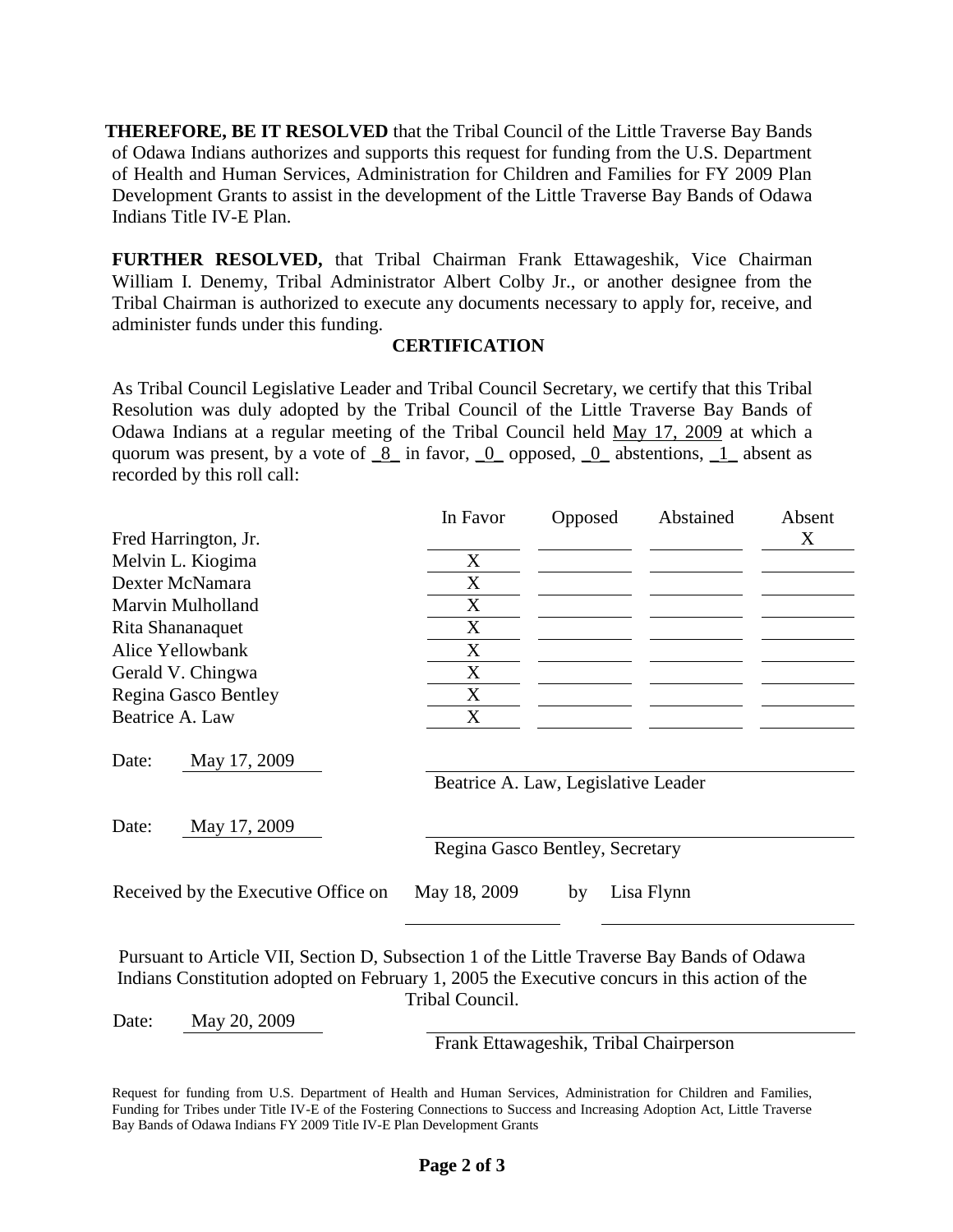**THEREFORE, BE IT RESOLVED** that the Tribal Council of the Little Traverse Bay Bands of Odawa Indians authorizes and supports this request for funding from the U.S. Department of Health and Human Services, Administration for Children and Families for FY 2009 Plan Development Grants to assist in the development of the Little Traverse Bay Bands of Odawa Indians Title IV-E Plan.

**FURTHER RESOLVED,** that Tribal Chairman Frank Ettawageshik, Vice Chairman William I. Denemy, Tribal Administrator Albert Colby Jr., or another designee from the Tribal Chairman is authorized to execute any documents necessary to apply for, receive, and administer funds under this funding.

## CERTIFICATION

As Tribal Council Legislative Leader and Tribal Council Secretary, we certify that this Tribal Resolution was duly adopted by the Tribal Council of the Little Traverse Bay Bands of Odawa Indians at a regular meeting of the Tribal Council held May 17, 2009 at which a quorum was present, by a vote of 8 in favor, 0 opposed, 0 abstentions, 1 absent as recorded by this roll call:

| | In Favor | Opposed | Abstained | Absent |
|---|---|---|---|---|
| Fred Harrington, Jr. | | | | X |
| Melvin L. Kiogima | X | | | |
| Dexter McNamara | X | | | |
| Marvin Mulholland | X | | | |
| Rita Shananaquet | X | | | |
| Alice Yellowbank | X | | | |
| Gerald V. Chingwa | X | | | |
| Regina Gasco Bentley | X | | | |
| Beatrice A. Law | X | | | |

Date: May 17, 2009

Beatrice A. Law, Legislative Leader

Date: May 17, 2009

Regina Gasco Bentley, Secretary

Received by the Executive Office on May 18, 2009 by Lisa Flynn

Pursuant to Article VII, Section D, Subsection 1 of the Little Traverse Bay Bands of Odawa Indians Constitution adopted on February 1, 2005 the Executive concurs in this action of the Tribal Council.

Date: May 20, 2009

Frank Ettawageshik, Tribal Chairperson

Request for funding from U.S. Department of Health and Human Services, Administration for Children and Families, Funding for Tribes under Title IV-E of the Fostering Connections to Success and Increasing Adoption Act, Little Traverse Bay Bands of Odawa Indians FY 2009 Title IV-E Plan Development Grants